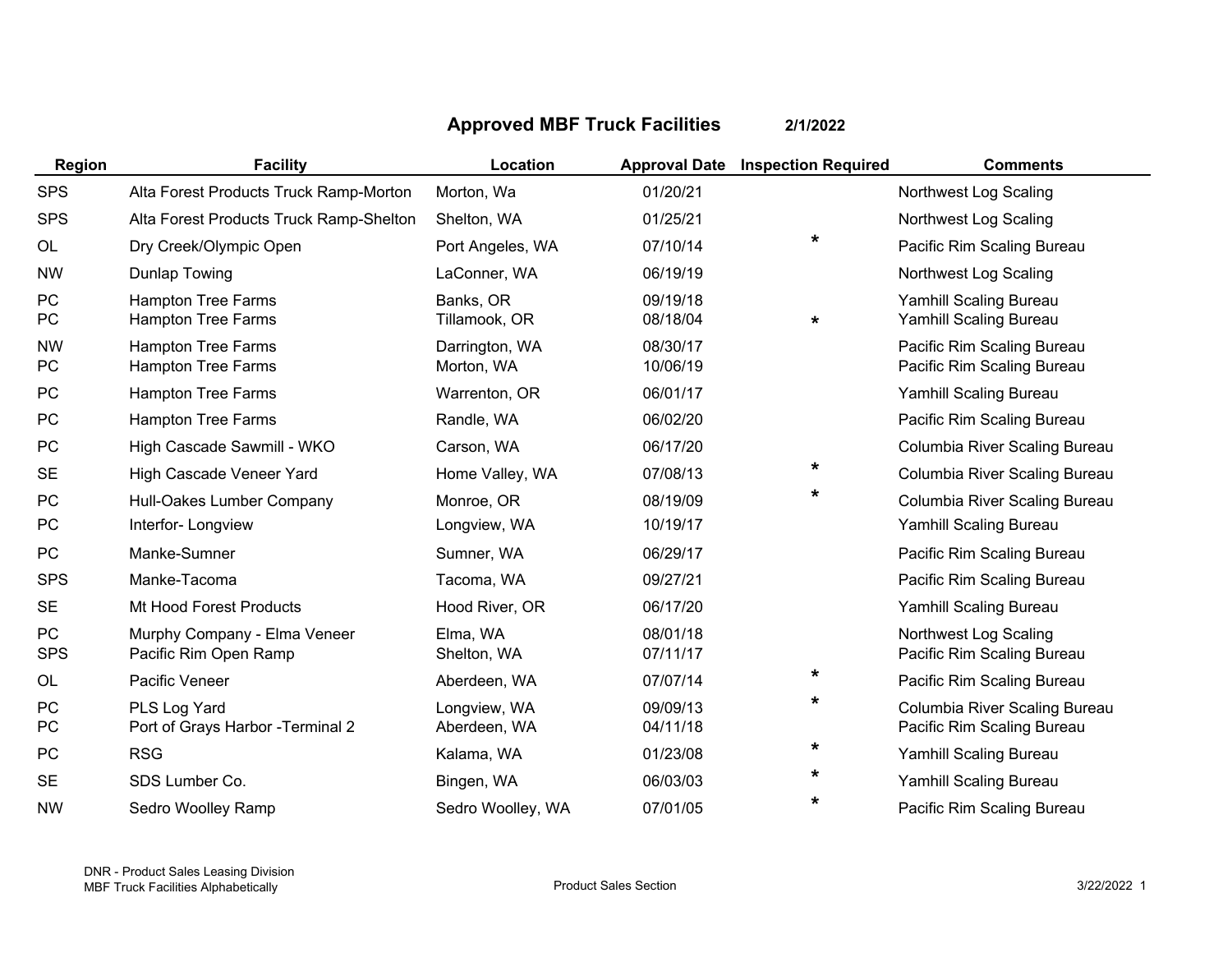# Approved MBF Truck Facilities 2/1/2022

| Region | Facility | Location | Approval Date | Inspection Required | Comments |
|---|---|---|---|---|---|
| SPS | Alta Forest Products Truck Ramp-Morton | Morton, Wa | 01/20/21 | | Northwest Log Scaling |
| SPS | Alta Forest Products Truck Ramp-Shelton | Shelton, WA | 01/25/21 | | Northwest Log Scaling |
| OL | Dry Creek/Olympic Open | Port Angeles, WA | 07/10/14 | * | Pacific Rim Scaling Bureau |
| NW | Dunlap Towing | LaConner, WA | 06/19/19 | | Northwest Log Scaling |
| PC | Hampton Tree Farms | Banks, OR | 09/19/18 | | Yamhill Scaling Bureau |
| PC | Hampton Tree Farms | Tillamook, OR | 08/18/04 | * | Yamhill Scaling Bureau |
| NW | Hampton Tree Farms | Darrington, WA | 08/30/17 | | Pacific Rim Scaling Bureau |
| PC | Hampton Tree Farms | Morton, WA | 10/06/19 | | Pacific Rim Scaling Bureau |
| PC | Hampton Tree Farms | Warrenton, OR | 06/01/17 | | Yamhill Scaling Bureau |
| PC | Hampton Tree Farms | Randle, WA | 06/02/20 | | Pacific Rim Scaling Bureau |
| PC | High Cascade Sawmill - WKO | Carson, WA | 06/17/20 | | Columbia River Scaling Bureau |
| SE | High Cascade Veneer Yard | Home Valley, WA | 07/08/13 | * | Columbia River Scaling Bureau |
| PC | Hull-Oakes Lumber Company | Monroe, OR | 08/19/09 | * | Columbia River Scaling Bureau |
| PC | Interfor- Longview | Longview, WA | 10/19/17 | | Yamhill Scaling Bureau |
| PC | Manke-Sumner | Sumner, WA | 06/29/17 | | Pacific Rim Scaling Bureau |
| SPS | Manke-Tacoma | Tacoma, WA | 09/27/21 | | Pacific Rim Scaling Bureau |
| SE | Mt Hood Forest Products | Hood River, OR | 06/17/20 | | Yamhill Scaling Bureau |
| PC | Murphy Company - Elma Veneer | Elma, WA | 08/01/18 | | Northwest Log Scaling |
| SPS | Pacific Rim Open Ramp | Shelton, WA | 07/11/17 | | Pacific Rim Scaling Bureau |
| OL | Pacific Veneer | Aberdeen, WA | 07/07/14 | * | Pacific Rim Scaling Bureau |
| PC | PLS Log Yard | Longview, WA | 09/09/13 | * | Columbia River Scaling Bureau |
| PC | Port of Grays Harbor -Terminal 2 | Aberdeen, WA | 04/11/18 | | Pacific Rim Scaling Bureau |
| PC | RSG | Kalama, WA | 01/23/08 | * | Yamhill Scaling Bureau |
| SE | SDS Lumber Co. | Bingen, WA | 06/03/03 | * | Yamhill Scaling Bureau |
| NW | Sedro Woolley Ramp | Sedro Woolley, WA | 07/01/05 | * | Pacific Rim Scaling Bureau |

DNR - Product Sales Leasing Division
MBF Truck Facilities Alphabetically

Product Sales Section

3/22/2022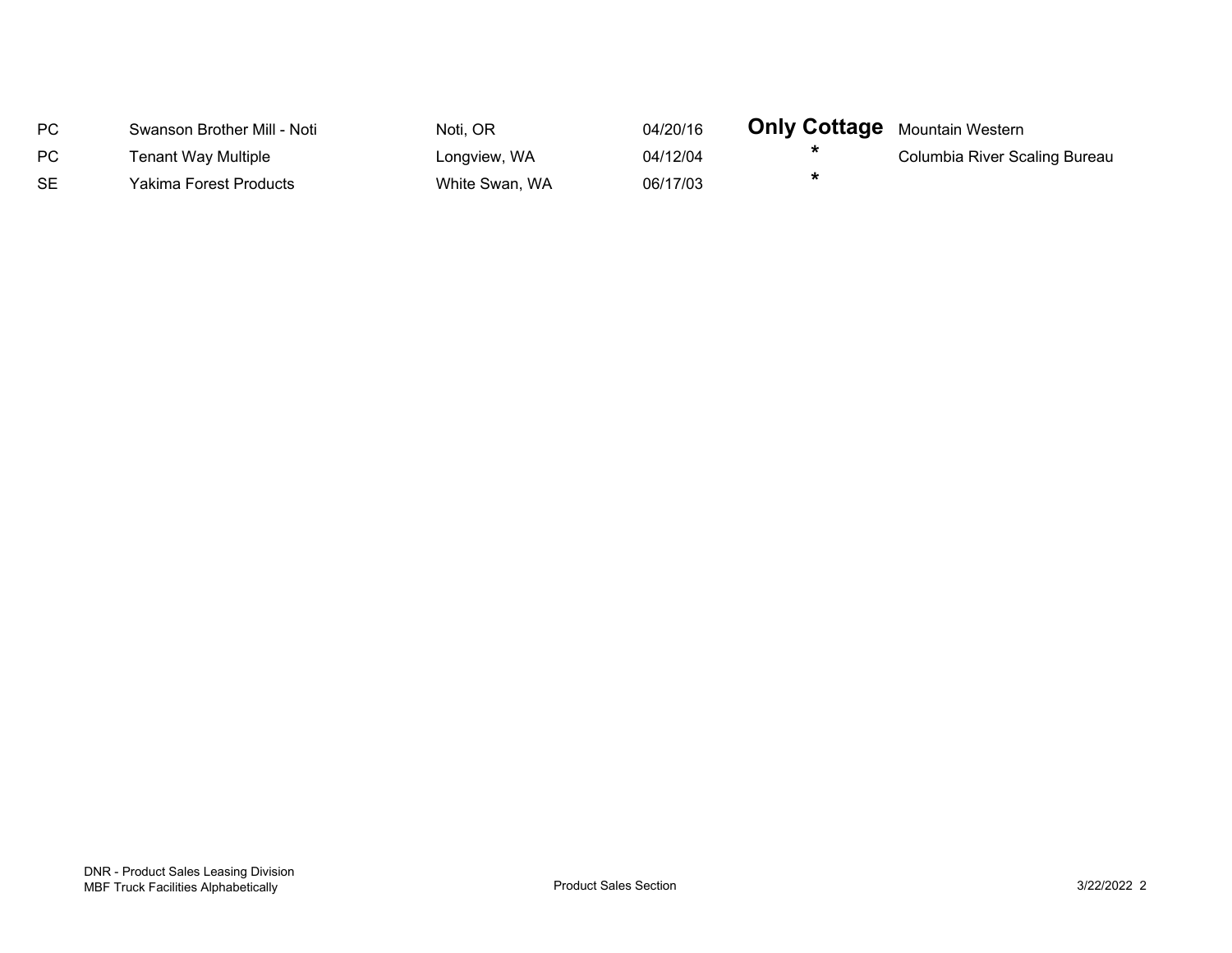| | | | | | |
|---|---|---|---|---|---|
| PC | Swanson Brother Mill - Noti | Noti, OR | 04/20/16 | **Only Cottage** | Mountain Western |
| PC | Tenant Way Multiple | Longview, WA | 04/12/04 | * | Columbia River Scaling Bureau |
| SE | Yakima Forest Products | White Swan, WA | 06/17/03 | * | |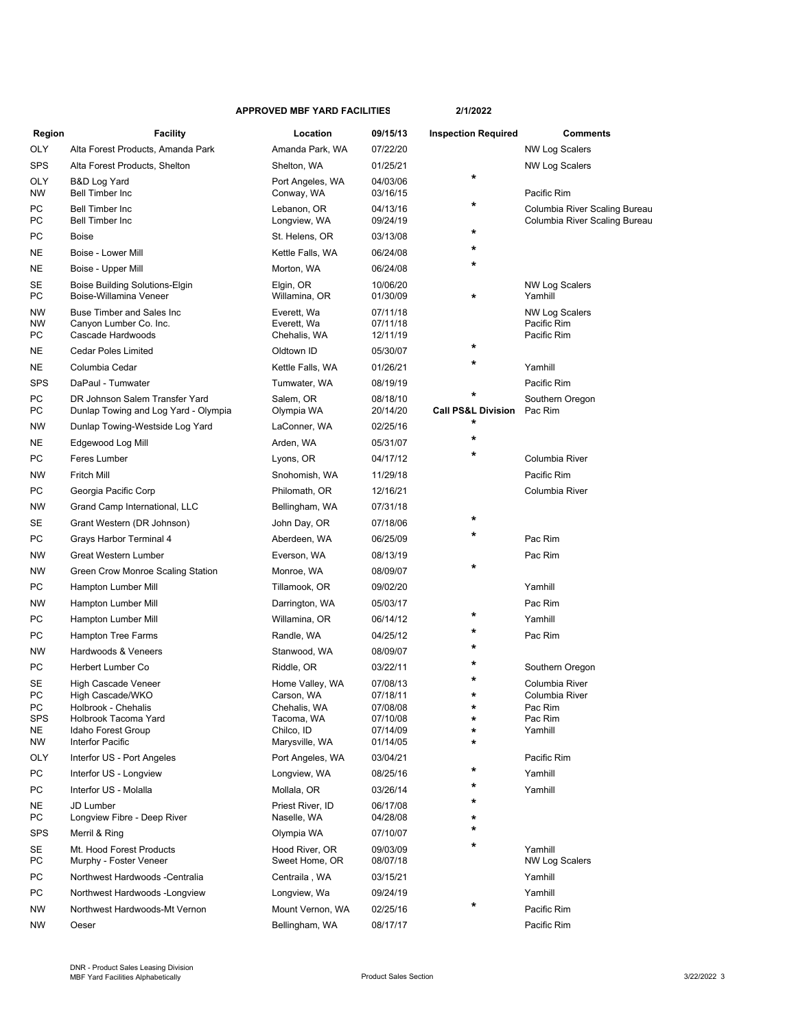**APPROVED MBF YARD FACILITIES** **2/1/2022**

| Region | Facility | Location | 09/15/13 | Inspection Required | Comments |
|---|---|---|---|---|---|
| OLY | Alta Forest Products, Amanda Park | Amanda Park, WA | 07/22/20 | | NW Log Scalers |
| SPS | Alta Forest Products, Shelton | Shelton, WA | 01/25/21 | | NW Log Scalers |
| OLY | B&D Log Yard | Port Angeles, WA | 04/03/06 | * | |
| NW | Bell Timber Inc | Conway, WA | 03/16/15 | | Pacific Rim |
| PC | Bell Timber Inc | Lebanon, OR | 04/13/16 | * | Columbia River Scaling Bureau |
| PC | Bell Timber Inc | Longview, WA | 09/24/19 | | Columbia River Scaling Bureau |
| PC | Boise | St. Helens, OR | 03/13/08 | * | |
| NE | Boise - Lower Mill | Kettle Falls, WA | 06/24/08 | * | |
| NE | Boise - Upper Mill | Morton, WA | 06/24/08 | * | |
| SE | Boise Building Solutions-Elgin | Elgin, OR | 10/06/20 | | NW Log Scalers |
| PC | Boise-Willamina Veneer | Willamina, OR | 01/30/09 | * | Yamhill |
| NW | Buse Timber and Sales Inc | Everett, Wa | 07/11/18 | | NW Log Scalers |
| NW | Canyon Lumber Co. Inc. | Everett, Wa | 07/11/18 | | Pacific Rim |
| PC | Cascade Hardwoods | Chehalis, WA | 12/11/19 | | Pacific Rim |
| NE | Cedar Poles Limited | Oldtown ID | 05/30/07 | * | |
| NE | Columbia Cedar | Kettle Falls, WA | 01/26/21 | * | Yamhill |
| SPS | DaPaul - Tumwater | Tumwater, WA | 08/19/19 | | Pacific Rim |
| PC | DR Johnson Salem Transfer Yard | Salem, OR | 08/18/10 | * | Southern Oregon |
| PC | Dunlap Towing and Log Yard - Olympia | Olympia WA | 20/14/20 | **Call PS&L Division** | Pac Rim |
| NW | Dunlap Towing-Westside Log Yard | LaConner, WA | 02/25/16 | * | |
| NE | Edgewood Log Mill | Arden, WA | 05/31/07 | * | |
| PC | Feres Lumber | Lyons, OR | 04/17/12 | * | Columbia River |
| NW | Fritch Mill | Snohomish, WA | 11/29/18 | | Pacific Rim |
| PC | Georgia Pacific Corp | Philomath, OR | 12/16/21 | | Columbia River |
| NW | Grand Camp International, LLC | Bellingham, WA | 07/31/18 | | |
| SE | Grant Western (DR Johnson) | John Day, OR | 07/18/06 | * | |
| PC | Grays Harbor Terminal 4 | Aberdeen, WA | 06/25/09 | * | Pac Rim |
| NW | Great Western Lumber | Everson, WA | 08/13/19 | | Pac Rim |
| NW | Green Crow Monroe Scaling Station | Monroe, WA | 08/09/07 | * | |
| PC | Hampton Lumber Mill | Tillamook, OR | 09/02/20 | | Yamhill |
| NW | Hampton Lumber Mill | Darrington, WA | 05/03/17 | | Pac Rim |
| PC | Hampton Lumber Mill | Willamina, OR | 06/14/12 | * | Yamhill |
| PC | Hampton Tree Farms | Randle, WA | 04/25/12 | * | Pac Rim |
| NW | Hardwoods & Veneers | Stanwood, WA | 08/09/07 | * | |
| PC | Herbert Lumber Co | Riddle, OR | 03/22/11 | * | Southern Oregon |
| SE | High Cascade Veneer | Home Valley, WA | 07/08/13 | * | Columbia River |
| PC | High Cascade/WKO | Carson, WA | 07/18/11 | * | Columbia River |
| PC | Holbrook - Chehalis | Chehalis, WA | 07/08/08 | * | Pac Rim |
| SPS | Holbrook Tacoma Yard | Tacoma, WA | 07/10/08 | * | Pac Rim |
| NE | Idaho Forest Group | Chilco, ID | 07/14/09 | * | Yamhill |
| NW | Interfor Pacific | Marysville, WA | 01/14/05 | * | |
| OLY | Interfor US - Port Angeles | Port Angeles, WA | 03/04/21 | | Pacific Rim |
| PC | Interfor US - Longview | Longview, WA | 08/25/16 | * | Yamhill |
| PC | Interfor US - Molalla | Mollala, OR | 03/26/14 | * | Yamhill |
| NE | JD Lumber | Priest River, ID | 06/17/08 | * | |
| PC | Longview Fibre - Deep River | Naselle, WA | 04/28/08 | * | |
| SPS | Merril & Ring | Olympia WA | 07/10/07 | * | |
| SE | Mt. Hood Forest Products | Hood River, OR | 09/03/09 | * | Yamhill |
| PC | Murphy - Foster Veneer | Sweet Home, OR | 08/07/18 | | NW Log Scalers |
| PC | Northwest Hardwoods -Centralia | Centraila , WA | 03/15/21 | | Yamhill |
| PC | Northwest Hardwoods -Longview | Longview, Wa | 09/24/19 | | Yamhill |
| NW | Northwest Hardwoods-Mt Vernon | Mount Vernon, WA | 02/25/16 | * | Pacific Rim |
| NW | Oeser | Bellingham, WA | 08/17/17 | | Pacific Rim |

DNR - Product Sales Leasing Division
MBF Yard Facilities Alphabetically

Product Sales Section

3/22/2022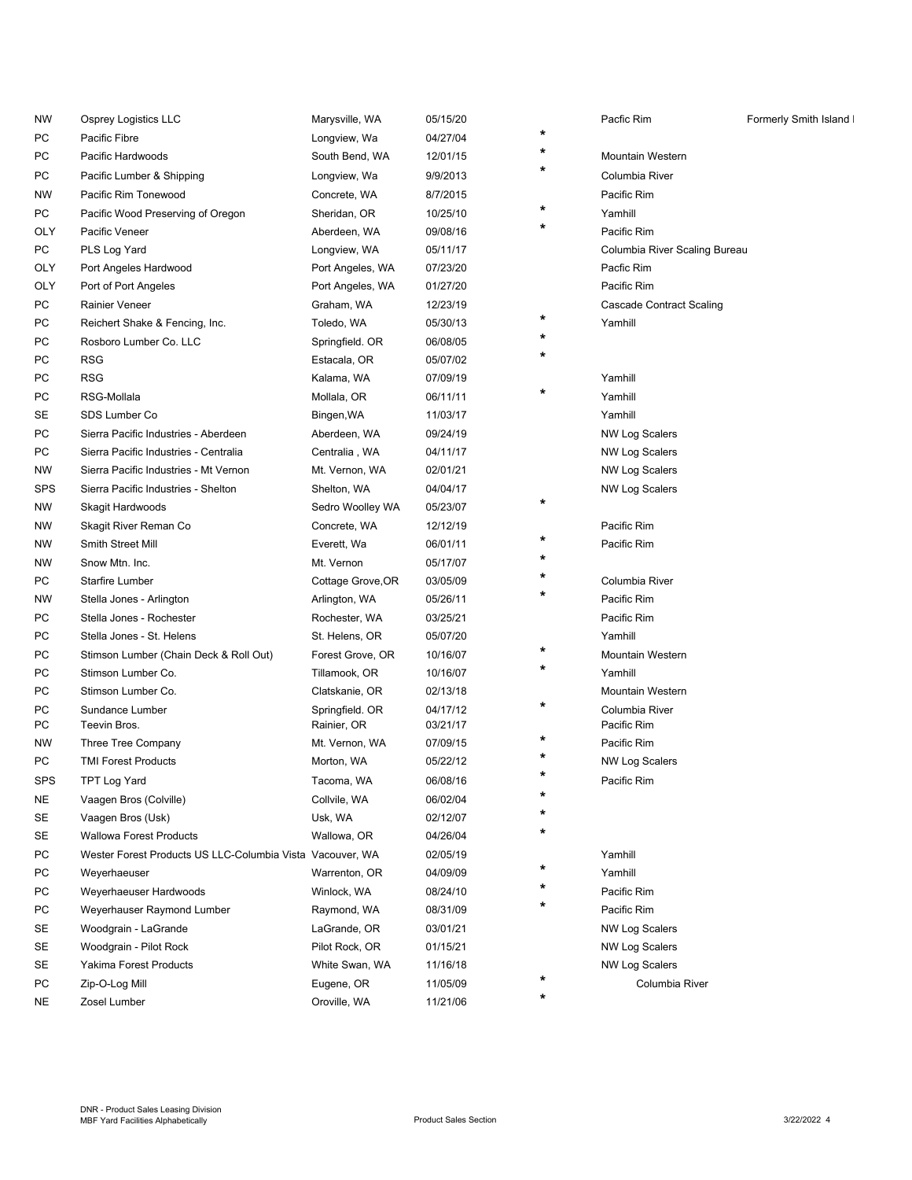| | | | | | | |
|---|---|---|---|---|---|---|
| NW | Osprey Logistics LLC | Marysville, WA | 05/15/20 | | Pacfic Rim | Formerly Smith Island I |
| PC | Pacific Fibre | Longview, Wa | 04/27/04 | * | | |
| PC | Pacific Hardwoods | South Bend, WA | 12/01/15 | * | Mountain Western | |
| PC | Pacific Lumber & Shipping | Longview, Wa | 9/9/2013 | * | Columbia River | |
| NW | Pacific Rim Tonewood | Concrete, WA | 8/7/2015 | | Pacific Rim | |
| PC | Pacific Wood Preserving of Oregon | Sheridan, OR | 10/25/10 | * | Yamhill | |
| OLY | Pacific Veneer | Aberdeen, WA | 09/08/16 | * | Pacific Rim | |
| PC | PLS Log Yard | Longview, WA | 05/11/17 | | Columbia River Scaling Bureau | |
| OLY | Port Angeles Hardwood | Port Angeles, WA | 07/23/20 | | Pacfic Rim | |
| OLY | Port of Port Angeles | Port Angeles, WA | 01/27/20 | | Pacific Rim | |
| PC | Rainier Veneer | Graham, WA | 12/23/19 | | Cascade Contract Scaling | |
| PC | Reichert Shake & Fencing, Inc. | Toledo, WA | 05/30/13 | * | Yamhill | |
| PC | Rosboro Lumber Co. LLC | Springfield. OR | 06/08/05 | * | | |
| PC | RSG | Estacala, OR | 05/07/02 | * | | |
| PC | RSG | Kalama, WA | 07/09/19 | | Yamhill | |
| PC | RSG-Mollala | Mollala, OR | 06/11/11 | * | Yamhill | |
| SE | SDS Lumber Co | Bingen,WA | 11/03/17 | | Yamhill | |
| PC | Sierra Pacific Industries - Aberdeen | Aberdeen, WA | 09/24/19 | | NW Log Scalers | |
| PC | Sierra Pacific Industries - Centralia | Centralia , WA | 04/11/17 | | NW Log Scalers | |
| NW | Sierra Pacific Industries - Mt Vernon | Mt. Vernon, WA | 02/01/21 | | NW Log Scalers | |
| SPS | Sierra Pacific Industries - Shelton | Shelton, WA | 04/04/17 | | NW Log Scalers | |
| NW | Skagit Hardwoods | Sedro Woolley WA | 05/23/07 | * | | |
| NW | Skagit River Reman Co | Concrete, WA | 12/12/19 | | Pacific Rim | |
| NW | Smith Street Mill | Everett, Wa | 06/01/11 | * | Pacific Rim | |
| NW | Snow Mtn. Inc. | Mt. Vernon | 05/17/07 | * | | |
| PC | Starfire Lumber | Cottage Grove,OR | 03/05/09 | * | Columbia River | |
| NW | Stella Jones - Arlington | Arlington, WA | 05/26/11 | * | Pacific Rim | |
| PC | Stella Jones - Rochester | Rochester, WA | 03/25/21 | | Pacific Rim | |
| PC | Stella Jones - St. Helens | St. Helens, OR | 05/07/20 | | Yamhill | |
| PC | Stimson Lumber (Chain Deck & Roll Out) | Forest Grove, OR | 10/16/07 | * | Mountain Western | |
| PC | Stimson Lumber Co. | Tillamook, OR | 10/16/07 | * | Yamhill | |
| PC | Stimson Lumber Co. | Clatskanie, OR | 02/13/18 | | Mountain Western | |
| PC | Sundance Lumber | Springfield. OR | 04/17/12 | * | Columbia River | |
| PC | Teevin Bros. | Rainier, OR | 03/21/17 | | Pacific Rim | |
| NW | Three Tree Company | Mt. Vernon, WA | 07/09/15 | * | Pacific Rim | |
| PC | TMI Forest Products | Morton, WA | 05/22/12 | * | NW Log Scalers | |
| SPS | TPT Log Yard | Tacoma, WA | 06/08/16 | * | Pacific Rim | |
| NE | Vaagen Bros (Colville) | Collvile, WA | 06/02/04 | * | | |
| SE | Vaagen Bros (Usk) | Usk, WA | 02/12/07 | * | | |
| SE | Wallowa Forest Products | Wallowa, OR | 04/26/04 | * | | |
| PC | Wester Forest Products US LLC-Columbia Vista | Vacouver, WA | 02/05/19 | | Yamhill | |
| PC | Weyerhaeuser | Warrenton, OR | 04/09/09 | * | Yamhill | |
| PC | Weyerhaeuser Hardwoods | Winlock, WA | 08/24/10 | * | Pacific Rim | |
| PC | Weyerhauser Raymond Lumber | Raymond, WA | 08/31/09 | * | Pacific Rim | |
| SE | Woodgrain - LaGrande | LaGrande, OR | 03/01/21 | | NW Log Scalers | |
| SE | Woodgrain - Pilot Rock | Pilot Rock, OR | 01/15/21 | | NW Log Scalers | |
| SE | Yakima Forest Products | White Swan, WA | 11/16/18 | | NW Log Scalers | |
| PC | Zip-O-Log Mill | Eugene, OR | 11/05/09 | * | Columbia River | |
| NE | Zosel Lumber | Oroville, WA | 11/21/06 | * | | |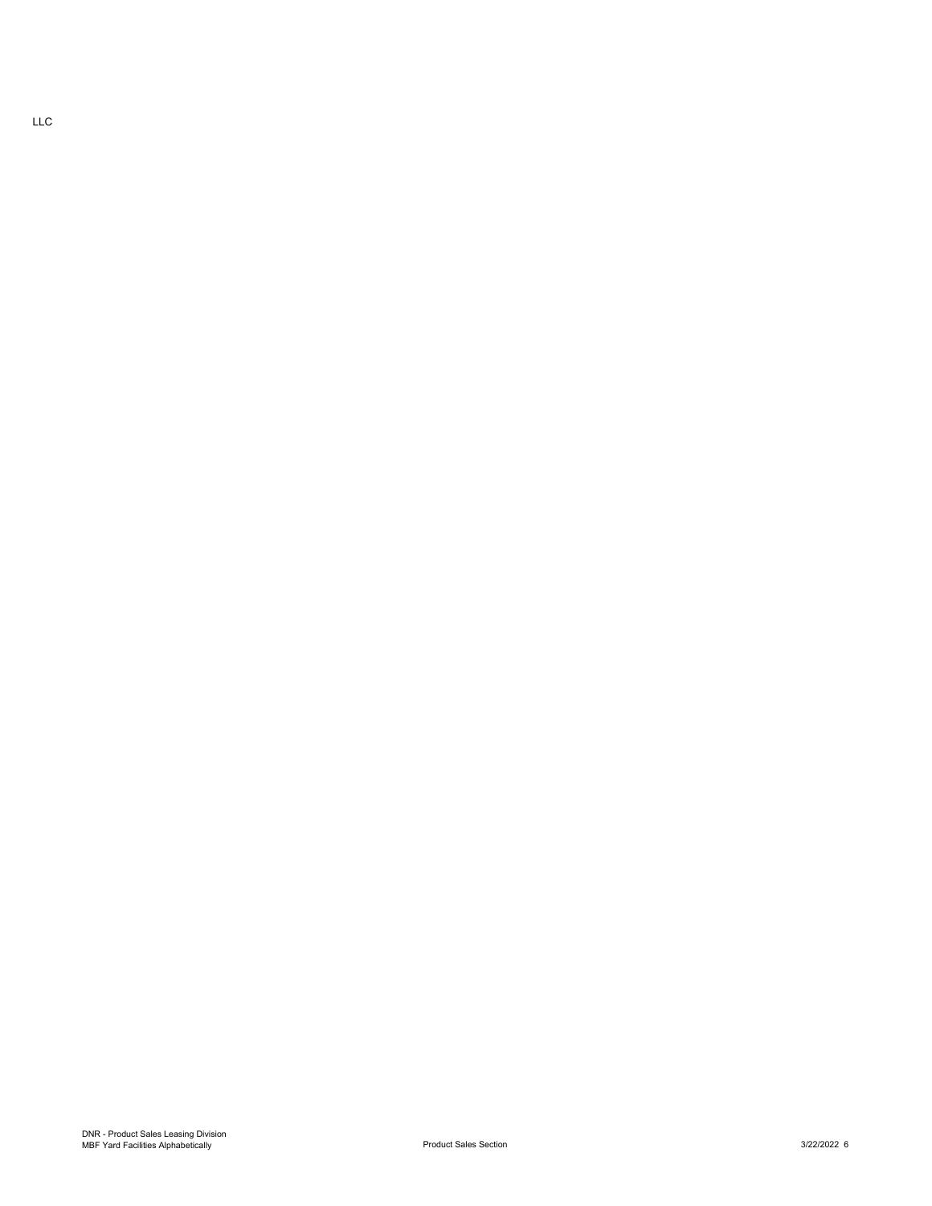LLC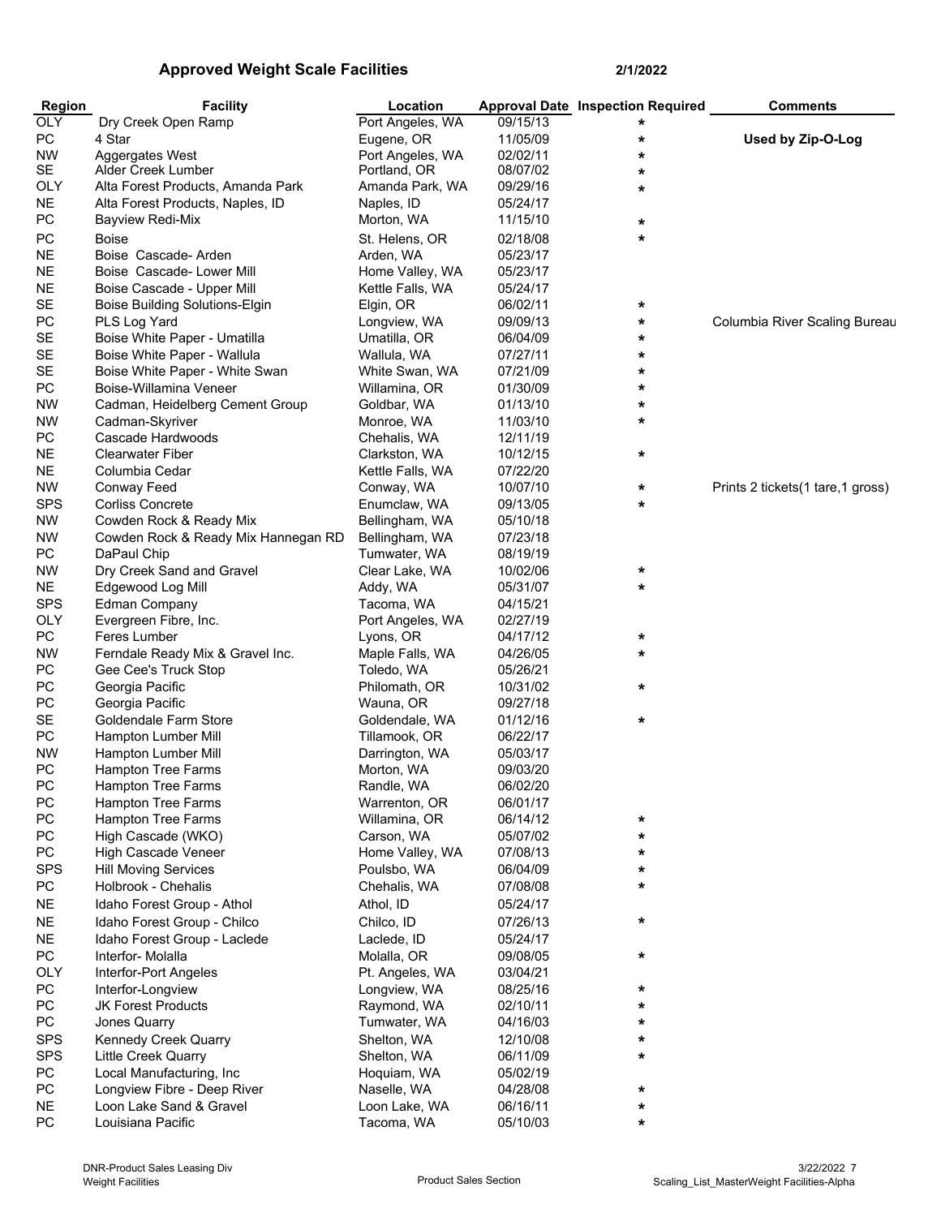## Approved Weight Scale Facilities

**2/1/2022**

| Region | Facility | Location | Approval Date | Inspection Required | Comments |
|---|---|---|---|---|---|
| OLY | Dry Creek Open Ramp | Port Angeles, WA | 09/15/13 | * | |
| PC | 4 Star | Eugene, OR | 11/05/09 | * | **Used by Zip-O-Log** |
| NW | Aggergates West | Port Angeles, WA | 02/02/11 | * | |
| SE | Alder Creek Lumber | Portland, OR | 08/07/02 | * | |
| OLY | Alta Forest Products, Amanda Park | Amanda Park, WA | 09/29/16 | * | |
| NE | Alta Forest Products, Naples, ID | Naples, ID | 05/24/17 | | |
| PC | Bayview Redi-Mix | Morton, WA | 11/15/10 | * | |
| PC | Boise | St. Helens, OR | 02/18/08 | * | |
| NE | Boise Cascade- Arden | Arden, WA | 05/23/17 | | |
| NE | Boise Cascade- Lower Mill | Home Valley, WA | 05/23/17 | | |
| NE | Boise Cascade - Upper Mill | Kettle Falls, WA | 05/24/17 | | |
| SE | Boise Building Solutions-Elgin | Elgin, OR | 06/02/11 | * | |
| PC | PLS Log Yard | Longview, WA | 09/09/13 | * | Columbia River Scaling Bureau |
| SE | Boise White Paper - Umatilla | Umatilla, OR | 06/04/09 | * | |
| SE | Boise White Paper - Wallula | Wallula, WA | 07/27/11 | * | |
| SE | Boise White Paper - White Swan | White Swan, WA | 07/21/09 | * | |
| PC | Boise-Willamina Veneer | Willamina, OR | 01/30/09 | * | |
| NW | Cadman, Heidelberg Cement Group | Goldbar, WA | 01/13/10 | * | |
| NW | Cadman-Skyriver | Monroe, WA | 11/03/10 | * | |
| PC | Cascade Hardwoods | Chehalis, WA | 12/11/19 | | |
| NE | Clearwater Fiber | Clarkston, WA | 10/12/15 | * | |
| NE | Columbia Cedar | Kettle Falls, WA | 07/22/20 | | |
| NW | Conway Feed | Conway, WA | 10/07/10 | * | Prints 2 tickets(1 tare,1 gross) |
| SPS | Corliss Concrete | Enumclaw, WA | 09/13/05 | * | |
| NW | Cowden Rock & Ready Mix | Bellingham, WA | 05/10/18 | | |
| NW | Cowden Rock & Ready Mix Hannegan RD | Bellingham, WA | 07/23/18 | | |
| PC | DaPaul Chip | Tumwater, WA | 08/19/19 | | |
| NW | Dry Creek Sand and Gravel | Clear Lake, WA | 10/02/06 | * | |
| NE | Edgewood Log Mill | Addy, WA | 05/31/07 | * | |
| SPS | Edman Company | Tacoma, WA | 04/15/21 | | |
| OLY | Evergreen Fibre, Inc. | Port Angeles, WA | 02/27/19 | | |
| PC | Feres Lumber | Lyons, OR | 04/17/12 | * | |
| NW | Ferndale Ready Mix & Gravel Inc. | Maple Falls, WA | 04/26/05 | * | |
| PC | Gee Cee's Truck Stop | Toledo, WA | 05/26/21 | | |
| PC | Georgia Pacific | Philomath, OR | 10/31/02 | * | |
| PC | Georgia Pacific | Wauna, OR | 09/27/18 | | |
| SE | Goldendale Farm Store | Goldendale, WA | 01/12/16 | * | |
| PC | Hampton Lumber Mill | Tillamook, OR | 06/22/17 | | |
| NW | Hampton Lumber Mill | Darrington, WA | 05/03/17 | | |
| PC | Hampton Tree Farms | Morton, WA | 09/03/20 | | |
| PC | Hampton Tree Farms | Randle, WA | 06/02/20 | | |
| PC | Hampton Tree Farms | Warrenton, OR | 06/01/17 | | |
| PC | Hampton Tree Farms | Willamina, OR | 06/14/12 | * | |
| PC | High Cascade (WKO) | Carson, WA | 05/07/02 | * | |
| PC | High Cascade Veneer | Home Valley, WA | 07/08/13 | * | |
| SPS | Hill Moving Services | Poulsbo, WA | 06/04/09 | * | |
| PC | Holbrook - Chehalis | Chehalis, WA | 07/08/08 | * | |
| NE | Idaho Forest Group - Athol | Athol, ID | 05/24/17 | | |
| NE | Idaho Forest Group - Chilco | Chilco, ID | 07/26/13 | * | |
| NE | Idaho Forest Group - Laclede | Laclede, ID | 05/24/17 | | |
| PC | Interfor- Molalla | Molalla, OR | 09/08/05 | * | |
| OLY | Interfor-Port Angeles | Pt. Angeles, WA | 03/04/21 | | |
| PC | Interfor-Longview | Longview, WA | 08/25/16 | * | |
| PC | JK Forest Products | Raymond, WA | 02/10/11 | * | |
| PC | Jones Quarry | Tumwater, WA | 04/16/03 | * | |
| SPS | Kennedy Creek Quarry | Shelton, WA | 12/10/08 | * | |
| SPS | Little Creek Quarry | Shelton, WA | 06/11/09 | * | |
| PC | Local Manufacturing, Inc | Hoquiam, WA | 05/02/19 | | |
| PC | Longview Fibre - Deep River | Naselle, WA | 04/28/08 | * | |
| NE | Loon Lake Sand & Gravel | Loon Lake, WA | 06/16/11 | * | |
| PC | Louisiana Pacific | Tacoma, WA | 05/10/03 | * | |

DNR-Product Sales Leasing Div
Weight Facilities

Product Sales Section

3/22/2022
Scaling_List_MasterWeight Facilities-Alpha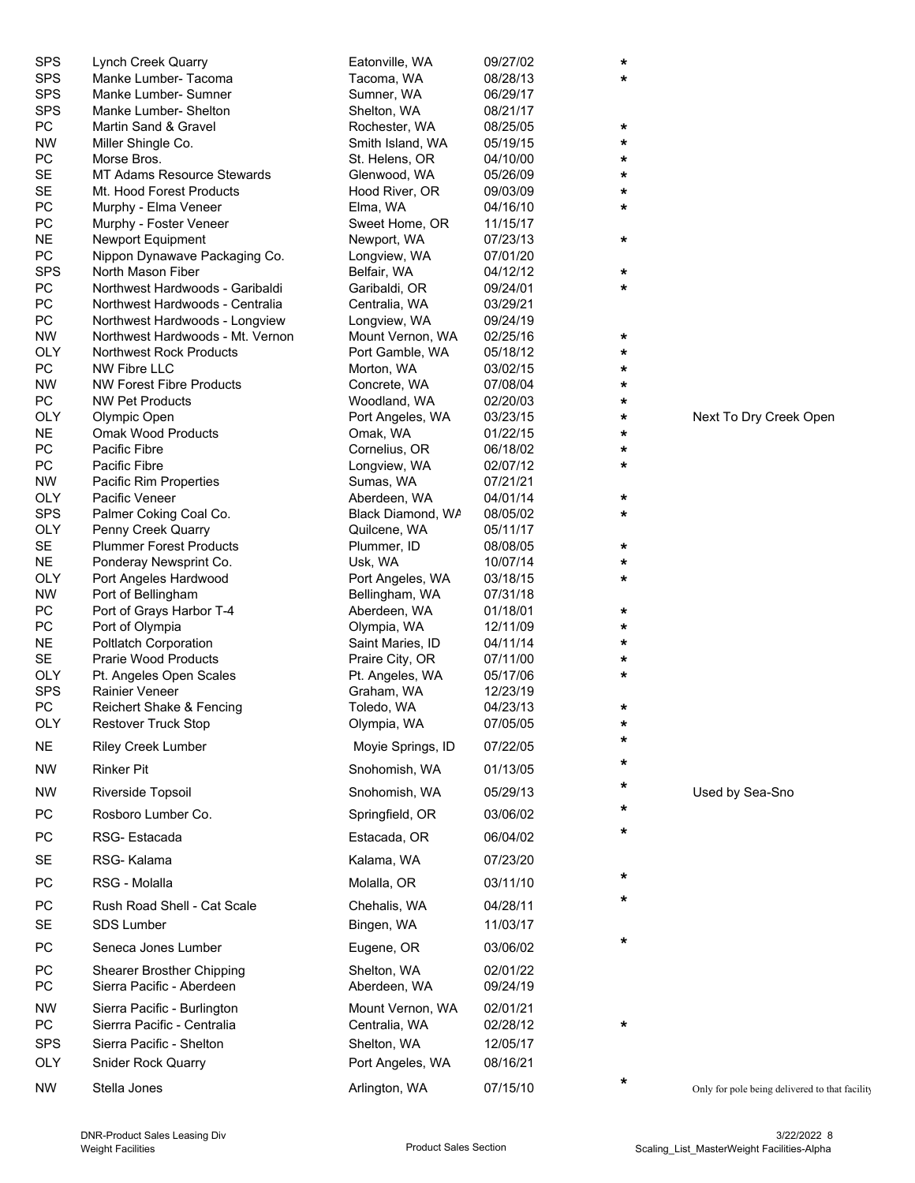| | | | | | |
|---|---|---|---|---|---|
| SPS | Lynch Creek Quarry | Eatonville, WA | 09/27/02 | * | |
| SPS | Manke Lumber- Tacoma | Tacoma, WA | 08/28/13 | * | |
| SPS | Manke Lumber- Sumner | Sumner, WA | 06/29/17 | | |
| SPS | Manke Lumber- Shelton | Shelton, WA | 08/21/17 | | |
| PC | Martin Sand & Gravel | Rochester, WA | 08/25/05 | * | |
| NW | Miller Shingle Co. | Smith Island, WA | 05/19/15 | * | |
| PC | Morse Bros. | St. Helens, OR | 04/10/00 | * | |
| SE | MT Adams Resource Stewards | Glenwood, WA | 05/26/09 | * | |
| SE | Mt. Hood Forest Products | Hood River, OR | 09/03/09 | * | |
| PC | Murphy - Elma Veneer | Elma, WA | 04/16/10 | * | |
| PC | Murphy - Foster Veneer | Sweet Home, OR | 11/15/17 | | |
| NE | Newport Equipment | Newport, WA | 07/23/13 | * | |
| PC | Nippon Dynawave Packaging Co. | Longview, WA | 07/01/20 | | |
| SPS | North Mason Fiber | Belfair, WA | 04/12/12 | * | |
| PC | Northwest Hardwoods - Garibaldi | Garibaldi, OR | 09/24/01 | * | |
| PC | Northwest Hardwoods - Centralia | Centralia, WA | 03/29/21 | | |
| PC | Northwest Hardwoods - Longview | Longview, WA | 09/24/19 | | |
| NW | Northwest Hardwoods - Mt. Vernon | Mount Vernon, WA | 02/25/16 | * | |
| OLY | Northwest Rock Products | Port Gamble, WA | 05/18/12 | * | |
| PC | NW Fibre LLC | Morton, WA | 03/02/15 | * | |
| NW | NW Forest Fibre Products | Concrete, WA | 07/08/04 | * | |
| PC | NW Pet Products | Woodland, WA | 02/20/03 | * | |
| OLY | Olympic Open | Port Angeles, WA | 03/23/15 | * | Next To Dry Creek Open |
| NE | Omak Wood Products | Omak, WA | 01/22/15 | * | |
| PC | Pacific Fibre | Cornelius, OR | 06/18/02 | * | |
| PC | Pacific Fibre | Longview, WA | 02/07/12 | * | |
| NW | Pacific Rim Properties | Sumas, WA | 07/21/21 | | |
| OLY | Pacific Veneer | Aberdeen, WA | 04/01/14 | * | |
| SPS | Palmer Coking Coal Co. | Black Diamond, WA | 08/05/02 | * | |
| OLY | Penny Creek Quarry | Quilcene, WA | 05/11/17 | | |
| SE | Plummer Forest Products | Plummer, ID | 08/08/05 | * | |
| NE | Ponderay Newsprint Co. | Usk, WA | 10/07/14 | * | |
| OLY | Port Angeles Hardwood | Port Angeles, WA | 03/18/15 | * | |
| NW | Port of Bellingham | Bellingham, WA | 07/31/18 | | |
| PC | Port of Grays Harbor T-4 | Aberdeen, WA | 01/18/01 | * | |
| PC | Port of Olympia | Olympia, WA | 12/11/09 | * | |
| NE | Poltlatch Corporation | Saint Maries, ID | 04/11/14 | * | |
| SE | Prarie Wood Products | Praire City, OR | 07/11/00 | * | |
| OLY | Pt. Angeles Open Scales | Pt. Angeles, WA | 05/17/06 | * | |
| SPS | Rainier Veneer | Graham, WA | 12/23/19 | | |
| PC | Reichert Shake & Fencing | Toledo, WA | 04/23/13 | * | |
| OLY | Restover Truck Stop | Olympia, WA | 07/05/05 | * | |
| NE | Riley Creek Lumber | Moyie Springs, ID | 07/22/05 | * | |
| NW | Rinker Pit | Snohomish, WA | 01/13/05 | * | |
| NW | Riverside Topsoil | Snohomish, WA | 05/29/13 | * | Used by Sea-Sno |
| PC | Rosboro Lumber Co. | Springfield, OR | 03/06/02 | * | |
| PC | RSG- Estacada | Estacada, OR | 06/04/02 | * | |
| SE | RSG- Kalama | Kalama, WA | 07/23/20 | | |
| PC | RSG - Molalla | Molalla, OR | 03/11/10 | * | |
| PC | Rush Road Shell - Cat Scale | Chehalis, WA | 04/28/11 | * | |
| SE | SDS Lumber | Bingen, WA | 11/03/17 | | |
| PC | Seneca Jones Lumber | Eugene, OR | 03/06/02 | * | |
| PC | Shearer Brosther Chipping | Shelton, WA | 02/01/22 | | |
| PC | Sierra Pacific - Aberdeen | Aberdeen, WA | 09/24/19 | | |
| NW | Sierra Pacific - Burlington | Mount Vernon, WA | 02/01/21 | | |
| PC | Sierrra Pacific - Centralia | Centralia, WA | 02/28/12 | * | |
| SPS | Sierra Pacific - Shelton | Shelton, WA | 12/05/17 | | |
| OLY | Snider Rock Quarry | Port Angeles, WA | 08/16/21 | | |
| NW | Stella Jones | Arlington, WA | 07/15/10 | * | Only for pole being delivered to that facility |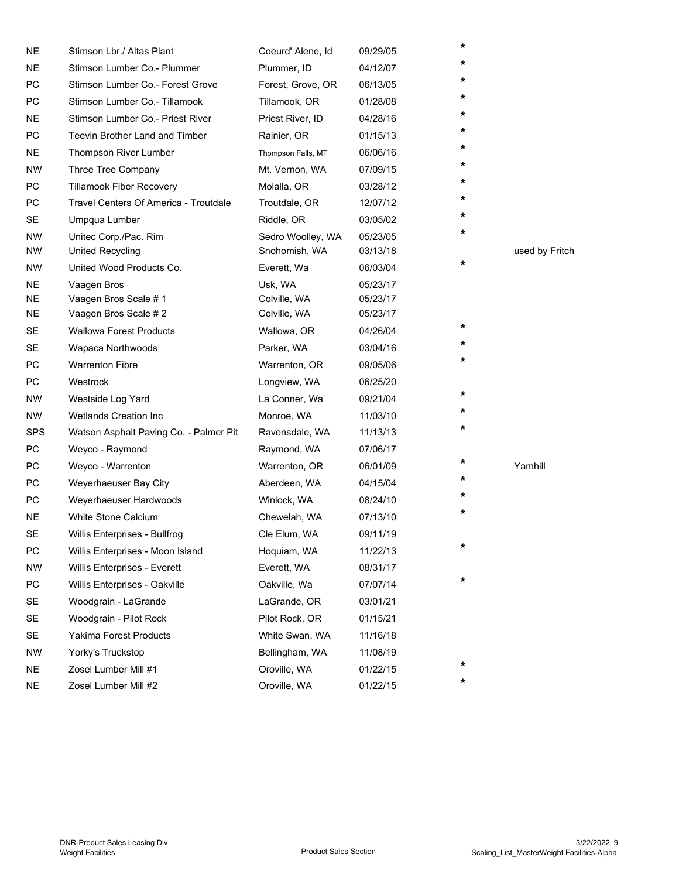| | | | | | |
|---|---|---|---|---|---|
| NE | Stimson Lbr./ Altas Plant | Coeurd' Alene, Id | 09/29/05 | * | |
| NE | Stimson Lumber Co.- Plummer | Plummer, ID | 04/12/07 | * | |
| PC | Stimson Lumber Co.- Forest Grove | Forest, Grove, OR | 06/13/05 | * | |
| PC | Stimson Lumber Co.- Tillamook | Tillamook, OR | 01/28/08 | * | |
| NE | Stimson Lumber Co.- Priest River | Priest River, ID | 04/28/16 | * | |
| PC | Teevin Brother Land and Timber | Rainier, OR | 01/15/13 | * | |
| NE | Thompson River Lumber | Thompson Falls, MT | 06/06/16 | * | |
| NW | Three Tree Company | Mt. Vernon, WA | 07/09/15 | * | |
| PC | Tillamook Fiber Recovery | Molalla, OR | 03/28/12 | * | |
| PC | Travel Centers Of America - Troutdale | Troutdale, OR | 12/07/12 | * | |
| SE | Umpqua Lumber | Riddle, OR | 03/05/02 | * | |
| NW | Unitec Corp./Pac. Rim | Sedro Woolley, WA | 05/23/05 | * | |
| NW | United Recycling | Snohomish, WA | 03/13/18 | | used by Fritch |
| NW | United Wood Products Co. | Everett, Wa | 06/03/04 | * | |
| NE | Vaagen Bros | Usk, WA | 05/23/17 | | |
| NE | Vaagen Bros Scale # 1 | Colville, WA | 05/23/17 | | |
| NE | Vaagen Bros Scale # 2 | Colville, WA | 05/23/17 | | |
| SE | Wallowa Forest Products | Wallowa, OR | 04/26/04 | * | |
| SE | Wapaca Northwoods | Parker, WA | 03/04/16 | * | |
| PC | Warrenton Fibre | Warrenton, OR | 09/05/06 | * | |
| PC | Westrock | Longview, WA | 06/25/20 | | |
| NW | Westside Log Yard | La Conner, Wa | 09/21/04 | * | |
| NW | Wetlands Creation Inc | Monroe, WA | 11/03/10 | * | |
| SPS | Watson Asphalt Paving Co. - Palmer Pit | Ravensdale, WA | 11/13/13 | * | |
| PC | Weyco - Raymond | Raymond, WA | 07/06/17 | | |
| PC | Weyco - Warrenton | Warrenton, OR | 06/01/09 | * | Yamhill |
| PC | Weyerhaeuser Bay City | Aberdeen, WA | 04/15/04 | * | |
| PC | Weyerhaeuser Hardwoods | Winlock, WA | 08/24/10 | * | |
| NE | White Stone Calcium | Chewelah, WA | 07/13/10 | * | |
| SE | Willis Enterprises - Bullfrog | Cle Elum, WA | 09/11/19 | | |
| PC | Willis Enterprises - Moon Island | Hoquiam, WA | 11/22/13 | * | |
| NW | Willis Enterprises - Everett | Everett, WA | 08/31/17 | | |
| PC | Willis Enterprises - Oakville | Oakville, Wa | 07/07/14 | * | |
| SE | Woodgrain - LaGrande | LaGrande, OR | 03/01/21 | | |
| SE | Woodgrain - Pilot Rock | Pilot Rock, OR | 01/15/21 | | |
| SE | Yakima Forest Products | White Swan, WA | 11/16/18 | | |
| NW | Yorky's Truckstop | Bellingham, WA | 11/08/19 | | |
| NE | Zosel Lumber Mill #1 | Oroville, WA | 01/22/15 | * | |
| NE | Zosel Lumber Mill #2 | Oroville, WA | 01/22/15 | * | |